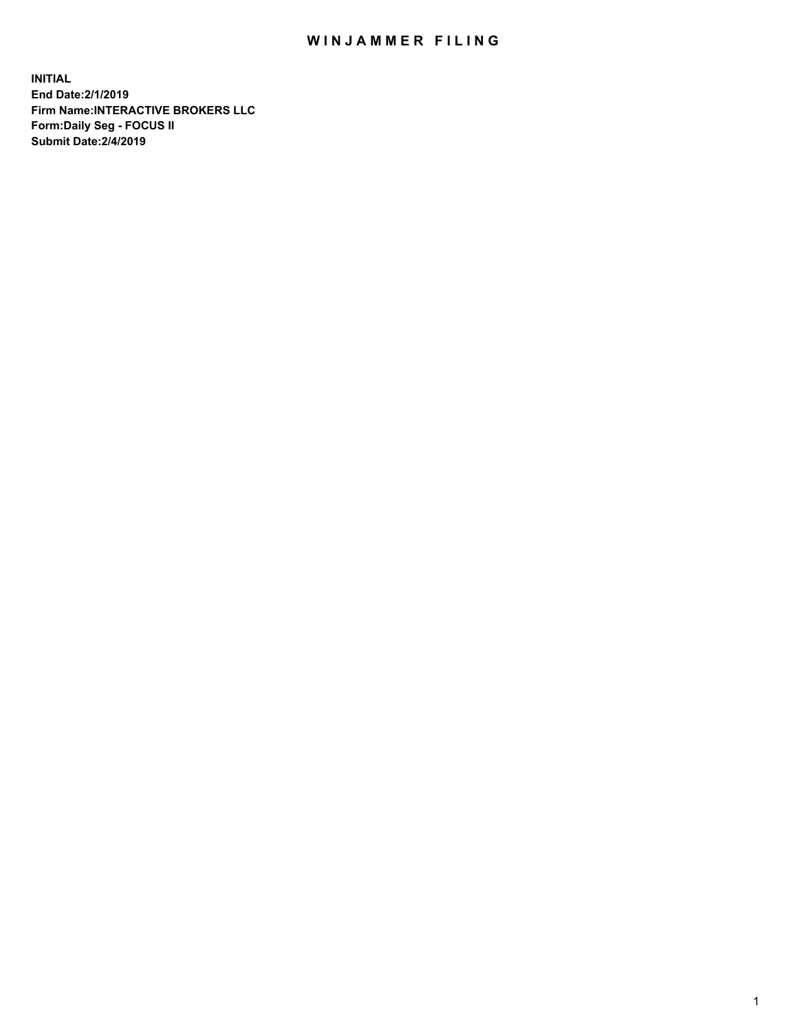# WINJAMMER FILING

**INITIAL**
**End Date:2/1/2019**
**Firm Name:INTERACTIVE BROKERS LLC**
**Form:Daily Seg - FOCUS II**
**Submit Date:2/4/2019**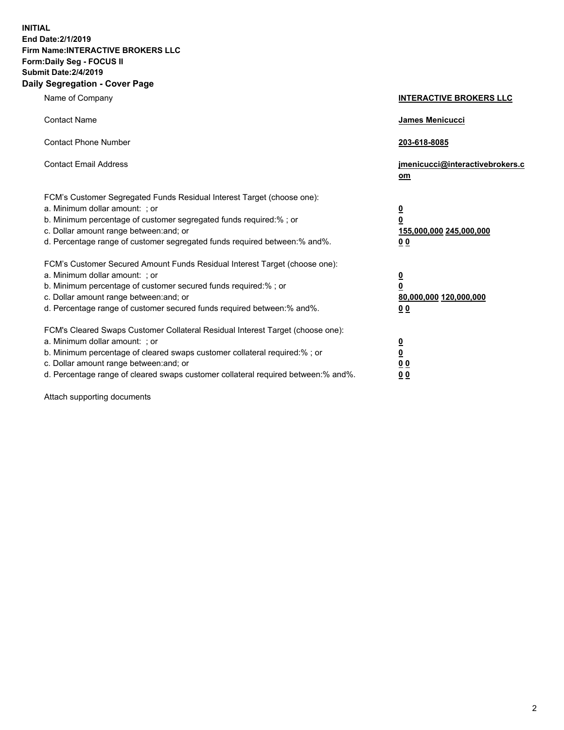**INITIAL**
**End Date:2/1/2019**
**Firm Name:INTERACTIVE BROKERS LLC**
**Form:Daily Seg - FOCUS II**
**Submit Date:2/4/2019**
**Daily Segregation - Cover Page**

| | |
|---|---|
| Name of Company | **INTERACTIVE BROKERS LLC** |
| Contact Name | **James Menicucci** |
| Contact Phone Number | **203-618-8085** |
| Contact Email Address | **jmenicucci@interactivebrokers.com** |
| FCM's Customer Segregated Funds Residual Interest Target (choose one): | |
| a. Minimum dollar amount: ; or | **0** |
| b. Minimum percentage of customer segregated funds required:% ; or | **0** |
| c. Dollar amount range between:and; or | **155,000,000** **245,000,000** |
| d. Percentage range of customer segregated funds required between:% and%. | **0** **0** |
| FCM's Customer Secured Amount Funds Residual Interest Target (choose one): | |
| a. Minimum dollar amount: ; or | **0** |
| b. Minimum percentage of customer secured funds required:% ; or | **0** |
| c. Dollar amount range between:and; or | **80,000,000** **120,000,000** |
| d. Percentage range of customer secured funds required between:% and%. | **0** **0** |
| FCM's Cleared Swaps Customer Collateral Residual Interest Target (choose one): | |
| a. Minimum dollar amount: ; or | **0** |
| b. Minimum percentage of cleared swaps customer collateral required:% ; or | **0** |
| c. Dollar amount range between:and; or | **0** **0** |
| d. Percentage range of cleared swaps customer collateral required between:% and%. | **0** **0** |

Attach supporting documents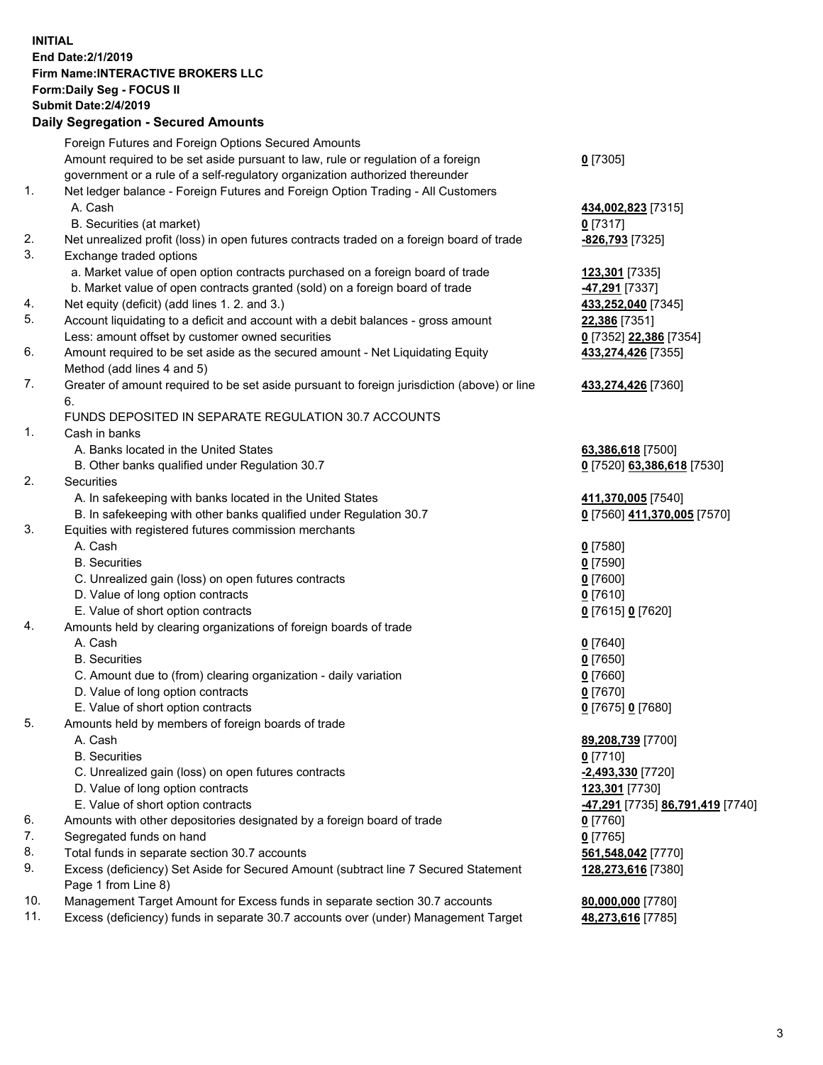**INITIAL**
**End Date:2/1/2019**
**Firm Name:INTERACTIVE BROKERS LLC**
**Form:Daily Seg - FOCUS II**
**Submit Date:2/4/2019**

## Daily Segregation - Secured Amounts

| | | |
|---|---|---|
| | Foreign Futures and Foreign Options Secured Amounts | |
| | Amount required to be set aside pursuant to law, rule or regulation of a foreign government or a rule of a self-regulatory organization authorized thereunder | **0** [7305] |
| 1. | Net ledger balance - Foreign Futures and Foreign Option Trading - All Customers | |
| | A. Cash | **434,002,823** [7315] |
| | B. Securities (at market) | **0** [7317] |
| 2. | Net unrealized profit (loss) in open futures contracts traded on a foreign board of trade | **-826,793** [7325] |
| 3. | Exchange traded options | |
| | a. Market value of open option contracts purchased on a foreign board of trade | **123,301** [7335] |
| | b. Market value of open contracts granted (sold) on a foreign board of trade | **-47,291** [7337] |
| 4. | Net equity (deficit) (add lines 1. 2. and 3.) | **433,252,040** [7345] |
| 5. | Account liquidating to a deficit and account with a debit balances - gross amount | **22,386** [7351] |
| | Less: amount offset by customer owned securities | **0** [7352] **22,386** [7354] |
| 6. | Amount required to be set aside as the secured amount - Net Liquidating Equity Method (add lines 4 and 5) | **433,274,426** [7355] |
| 7. | Greater of amount required to be set aside pursuant to foreign jurisdiction (above) or line 6. | **433,274,426** [7360] |
| | FUNDS DEPOSITED IN SEPARATE REGULATION 30.7 ACCOUNTS | |
| 1. | Cash in banks | |
| | A. Banks located in the United States | **63,386,618** [7500] |
| | B. Other banks qualified under Regulation 30.7 | **0** [7520] **63,386,618** [7530] |
| 2. | Securities | |
| | A. In safekeeping with banks located in the United States | **411,370,005** [7540] |
| | B. In safekeeping with other banks qualified under Regulation 30.7 | **0** [7560] **411,370,005** [7570] |
| 3. | Equities with registered futures commission merchants | |
| | A. Cash | **0** [7580] |
| | B. Securities | **0** [7590] |
| | C. Unrealized gain (loss) on open futures contracts | **0** [7600] |
| | D. Value of long option contracts | **0** [7610] |
| | E. Value of short option contracts | **0** [7615] **0** [7620] |
| 4. | Amounts held by clearing organizations of foreign boards of trade | |
| | A. Cash | **0** [7640] |
| | B. Securities | **0** [7650] |
| | C. Amount due to (from) clearing organization - daily variation | **0** [7660] |
| | D. Value of long option contracts | **0** [7670] |
| | E. Value of short option contracts | **0** [7675] **0** [7680] |
| 5. | Amounts held by members of foreign boards of trade | |
| | A. Cash | **89,208,739** [7700] |
| | B. Securities | **0** [7710] |
| | C. Unrealized gain (loss) on open futures contracts | **-2,493,330** [7720] |
| | D. Value of long option contracts | **123,301** [7730] |
| | E. Value of short option contracts | **-47,291** [7735] **86,791,419** [7740] |
| 6. | Amounts with other depositories designated by a foreign board of trade | **0** [7760] |
| 7. | Segregated funds on hand | **0** [7765] |
| 8. | Total funds in separate section 30.7 accounts | **561,548,042** [7770] |
| 9. | Excess (deficiency) Set Aside for Secured Amount (subtract line 7 Secured Statement Page 1 from Line 8) | **128,273,616** [7380] |
| 10. | Management Target Amount for Excess funds in separate section 30.7 accounts | **80,000,000** [7780] |
| 11. | Excess (deficiency) funds in separate 30.7 accounts over (under) Management Target | **48,273,616** [7785] |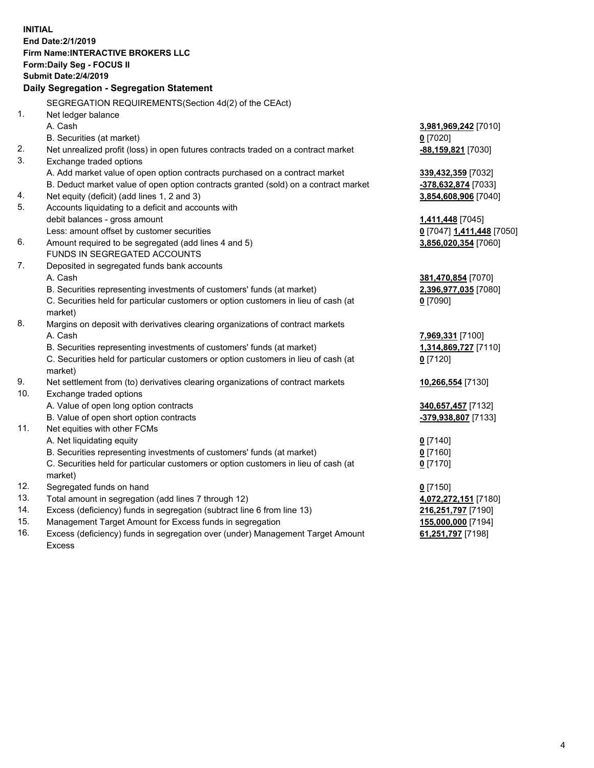**INITIAL**
**End Date:2/1/2019**
**Firm Name:INTERACTIVE BROKERS LLC**
**Form:Daily Seg - FOCUS II**
**Submit Date:2/4/2019**

### Daily Segregation - Segregation Statement

| | | |
|---|---|---|
| | SEGREGATION REQUIREMENTS(Section 4d(2) of the CEAct) | |
| 1. | Net ledger balance | |
| | A. Cash | **3,981,969,242** [7010] |
| | B. Securities (at market) | **0** [7020] |
| 2. | Net unrealized profit (loss) in open futures contracts traded on a contract market | **-88,159,821** [7030] |
| 3. | Exchange traded options | |
| | A. Add market value of open option contracts purchased on a contract market | **339,432,359** [7032] |
| | B. Deduct market value of open option contracts granted (sold) on a contract market | **-378,632,874** [7033] |
| 4. | Net equity (deficit) (add lines 1, 2 and 3) | **3,854,608,906** [7040] |
| 5. | Accounts liquidating to a deficit and accounts with debit balances - gross amount | **1,411,448** [7045] |
| | Less: amount offset by customer securities | **0** [7047] **1,411,448** [7050] |
| 6. | Amount required to be segregated (add lines 4 and 5) | **3,856,020,354** [7060] |
| | FUNDS IN SEGREGATED ACCOUNTS | |
| 7. | Deposited in segregated funds bank accounts | |
| | A. Cash | **381,470,854** [7070] |
| | B. Securities representing investments of customers' funds (at market) | **2,396,977,035** [7080] |
| | C. Securities held for particular customers or option customers in lieu of cash (at market) | **0** [7090] |
| 8. | Margins on deposit with derivatives clearing organizations of contract markets | |
| | A. Cash | **7,969,331** [7100] |
| | B. Securities representing investments of customers' funds (at market) | **1,314,869,727** [7110] |
| | C. Securities held for particular customers or option customers in lieu of cash (at market) | **0** [7120] |
| 9. | Net settlement from (to) derivatives clearing organizations of contract markets | **10,266,554** [7130] |
| 10. | Exchange traded options | |
| | A. Value of open long option contracts | **340,657,457** [7132] |
| | B. Value of open short option contracts | **-379,938,807** [7133] |
| 11. | Net equities with other FCMs | |
| | A. Net liquidating equity | **0** [7140] |
| | B. Securities representing investments of customers' funds (at market) | **0** [7160] |
| | C. Securities held for particular customers or option customers in lieu of cash (at market) | **0** [7170] |
| 12. | Segregated funds on hand | **0** [7150] |
| 13. | Total amount in segregation (add lines 7 through 12) | **4,072,272,151** [7180] |
| 14. | Excess (deficiency) funds in segregation (subtract line 6 from line 13) | **216,251,797** [7190] |
| 15. | Management Target Amount for Excess funds in segregation | **155,000,000** [7194] |
| 16. | Excess (deficiency) funds in segregation over (under) Management Target Amount Excess | **61,251,797** [7198] |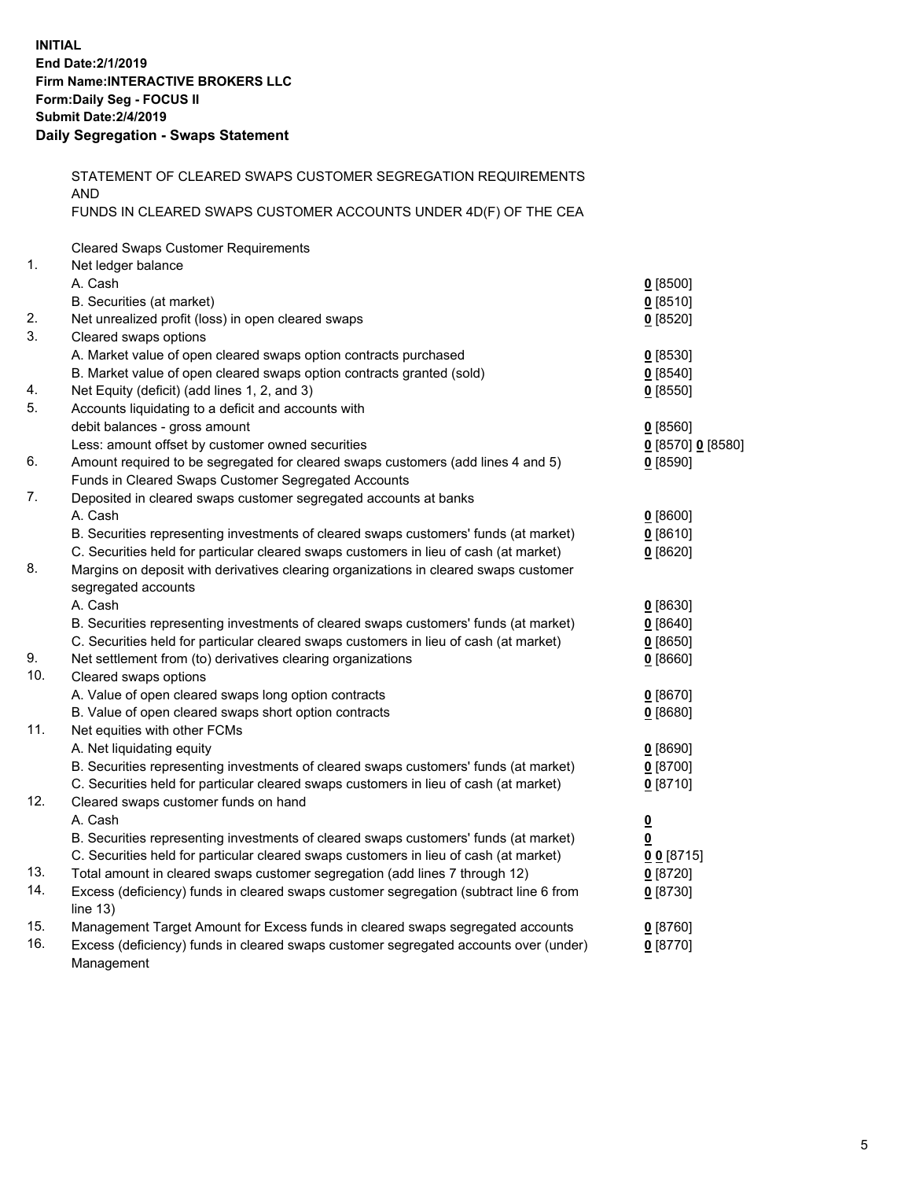**INITIAL**
**End Date:2/1/2019**
**Firm Name:INTERACTIVE BROKERS LLC**
**Form:Daily Seg - FOCUS II**
**Submit Date:2/4/2019**
**Daily Segregation - Swaps Statement**

STATEMENT OF CLEARED SWAPS CUSTOMER SEGREGATION REQUIREMENTS AND FUNDS IN CLEARED SWAPS CUSTOMER ACCOUNTS UNDER 4D(F) OF THE CEA

| | | |
|---|---|---|
| | Cleared Swaps Customer Requirements | |
| 1. | Net ledger balance | |
| | A. Cash | 0 [8500] |
| | B. Securities (at market) | 0 [8510] |
| 2. | Net unrealized profit (loss) in open cleared swaps | 0 [8520] |
| 3. | Cleared swaps options | |
| | A. Market value of open cleared swaps option contracts purchased | 0 [8530] |
| | B. Market value of open cleared swaps option contracts granted (sold) | 0 [8540] |
| 4. | Net Equity (deficit) (add lines 1, 2, and 3) | 0 [8550] |
| 5. | Accounts liquidating to a deficit and accounts with debit balances - gross amount | 0 [8560] |
| | Less: amount offset by customer owned securities | 0 [8570] 0 [8580] |
| 6. | Amount required to be segregated for cleared swaps customers (add lines 4 and 5) | 0 [8590] |
| | Funds in Cleared Swaps Customer Segregated Accounts | |
| 7. | Deposited in cleared swaps customer segregated accounts at banks | |
| | A. Cash | 0 [8600] |
| | B. Securities representing investments of cleared swaps customers' funds (at market) | 0 [8610] |
| | C. Securities held for particular cleared swaps customers in lieu of cash (at market) | 0 [8620] |
| 8. | Margins on deposit with derivatives clearing organizations in cleared swaps customer segregated accounts | |
| | A. Cash | 0 [8630] |
| | B. Securities representing investments of cleared swaps customers' funds (at market) | 0 [8640] |
| | C. Securities held for particular cleared swaps customers in lieu of cash (at market) | 0 [8650] |
| 9. | Net settlement from (to) derivatives clearing organizations | 0 [8660] |
| 10. | Cleared swaps options | |
| | A. Value of open cleared swaps long option contracts | 0 [8670] |
| | B. Value of open cleared swaps short option contracts | 0 [8680] |
| 11. | Net equities with other FCMs | |
| | A. Net liquidating equity | 0 [8690] |
| | B. Securities representing investments of cleared swaps customers' funds (at market) | 0 [8700] |
| | C. Securities held for particular cleared swaps customers in lieu of cash (at market) | 0 [8710] |
| 12. | Cleared swaps customer funds on hand | |
| | A. Cash | 0 |
| | B. Securities representing investments of cleared swaps customers' funds (at market) | 0 |
| | C. Securities held for particular cleared swaps customers in lieu of cash (at market) | 0 0 [8715] |
| 13. | Total amount in cleared swaps customer segregation (add lines 7 through 12) | 0 [8720] |
| 14. | Excess (deficiency) funds in cleared swaps customer segregation (subtract line 6 from line 13) | 0 [8730] |
| 15. | Management Target Amount for Excess funds in cleared swaps segregated accounts | 0 [8760] |
| 16. | Excess (deficiency) funds in cleared swaps customer segregated accounts over (under) Management | 0 [8770] |